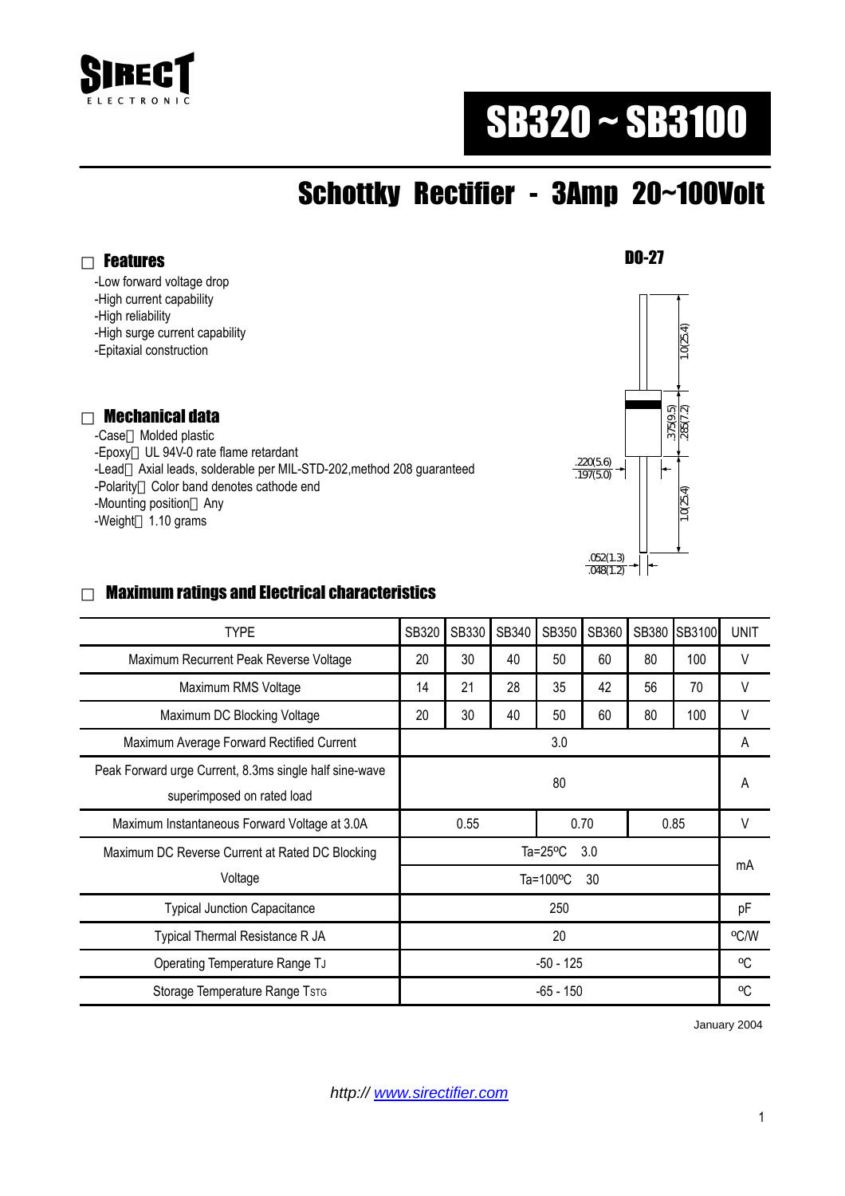SIRECT
ELECTRONIC

# SB320 ~ SB3100

## Schottky Rectifier - 3Amp 20~100Volt

### Features

- -Low forward voltage drop
- -High current capability
- -High reliability
- -High surge current capability
- -Epitaxial construction

DO-27

1.0(25.4)

.375(9.5)
.285(7.2)

.220(5.6)
.197(5.0)

1.0(25.4)

.052(1.3)
.048(1.2)

### Mechanical data

- -Case：Molded plastic
- -Epoxy：UL 94V-0 rate flame retardant
- -Lead：Axial leads, solderable per MIL-STD-202,method 208 guaranteed
- -Polarity：Color band denotes cathode end
- -Mounting position：Any
- -Weight：1.10 grams

### Maximum ratings and Electrical characteristics

| TYPE | SB320 | SB330 | SB340 | SB350 | SB360 | SB380 | SB3100 | UNIT |
|---|---|---|---|---|---|---|---|---|
| Maximum Recurrent Peak Reverse Voltage | 20 | 30 | 40 | 50 | 60 | 80 | 100 | V |
| Maximum RMS Voltage | 14 | 21 | 28 | 35 | 42 | 56 | 70 | V |
| Maximum DC Blocking Voltage | 20 | 30 | 40 | 50 | 60 | 80 | 100 | V |
| Maximum Average Forward Rectified Current | 3.0 | | | | | | | A |
| Peak Forward urge Current, 8.3ms single half sine-wave superimposed on rated load | 80 | | | | | | | A |
| Maximum Instantaneous Forward Voltage at 3.0A | 0.55 | | | 0.70 | | 0.85 | | V |
| Maximum DC Reverse Current at Rated DC Blocking Voltage | Ta=25°C 3.0 | | | | | | | mA |
| | Ta=100°C 30 | | | | | | | |
| Typical Junction Capacitance | 250 | | | | | | | pF |
| Typical Thermal Resistance R JA | 20 | | | | | | | °C/W |
| Operating Temperature Range $T_J$ | -50 - 125 | | | | | | | °C |
| Storage Temperature Range $T_{STG}$ | -65 - 150 | | | | | | | °C |

January 2004

http:// www.sirectifier.com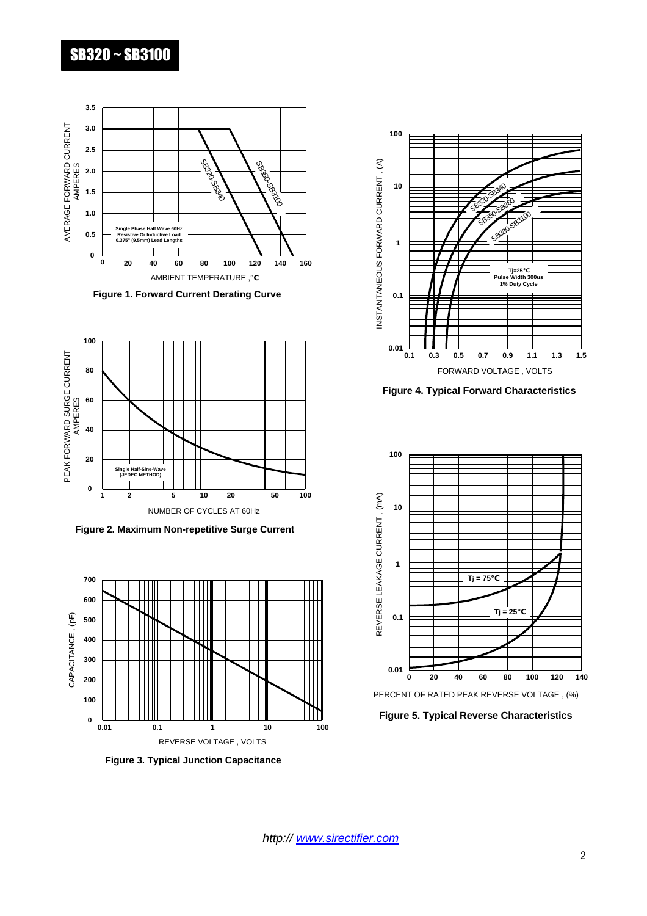# SB320 ~ SB3100

AVERAGE FORWARD CURRENT AMPERES

3.5
3.0
2.5
2.0
1.5
1.0
0.5
0

SB320-SB340
SB350-SB3100

Single Phase Half Wave 60Hz
Resistive Or Inductive Load
0.375" (9.5mm) Lead Lengths

0 20 40 60 80 100 120 140 160

AMBIENT TEMPERATURE ,°C

**Figure 1. Forward Current Derating Curve**

PEAK FORWARD SURGE CURRENT AMPERES

100
80
60
40
20
0

Single Half-Sine-Wave
(JEDEC METHOD)

1 2 5 10 20 50 100

NUMBER OF CYCLES AT 60Hz

**Figure 2. Maximum Non-repetitive Surge Current**

CAPACITANCE , (pF)

700
600
500
400
300
200
100
0

0.01 0.1 1 10 100

REVERSE VOLTAGE , VOLTS

**Figure 3. Typical Junction Capacitance**

INSTANTANEOUS FORWARD CURRENT , (A)

100
10
1
0.1
0.01

SB320-SB340
SB350-SB360
SB380-SB3100

Tj=25°C
Pulse Width 300us
1% Duty Cycle

0.1 0.3 0.5 0.7 0.9 1.1 1.3 1.5

FORWARD VOLTAGE , VOLTS

**Figure 4. Typical Forward Characteristics**

REVERSE LEAKAGE CURRENT , (mA)

100
10
1
0.1
0.01

Tj = 75°C
Tj = 25°C

0 20 40 60 80 100 120 140

PERCENT OF RATED PEAK REVERSE VOLTAGE , (%)

**Figure 5. Typical Reverse Characteristics**

*http:// www.sirectifier.com*